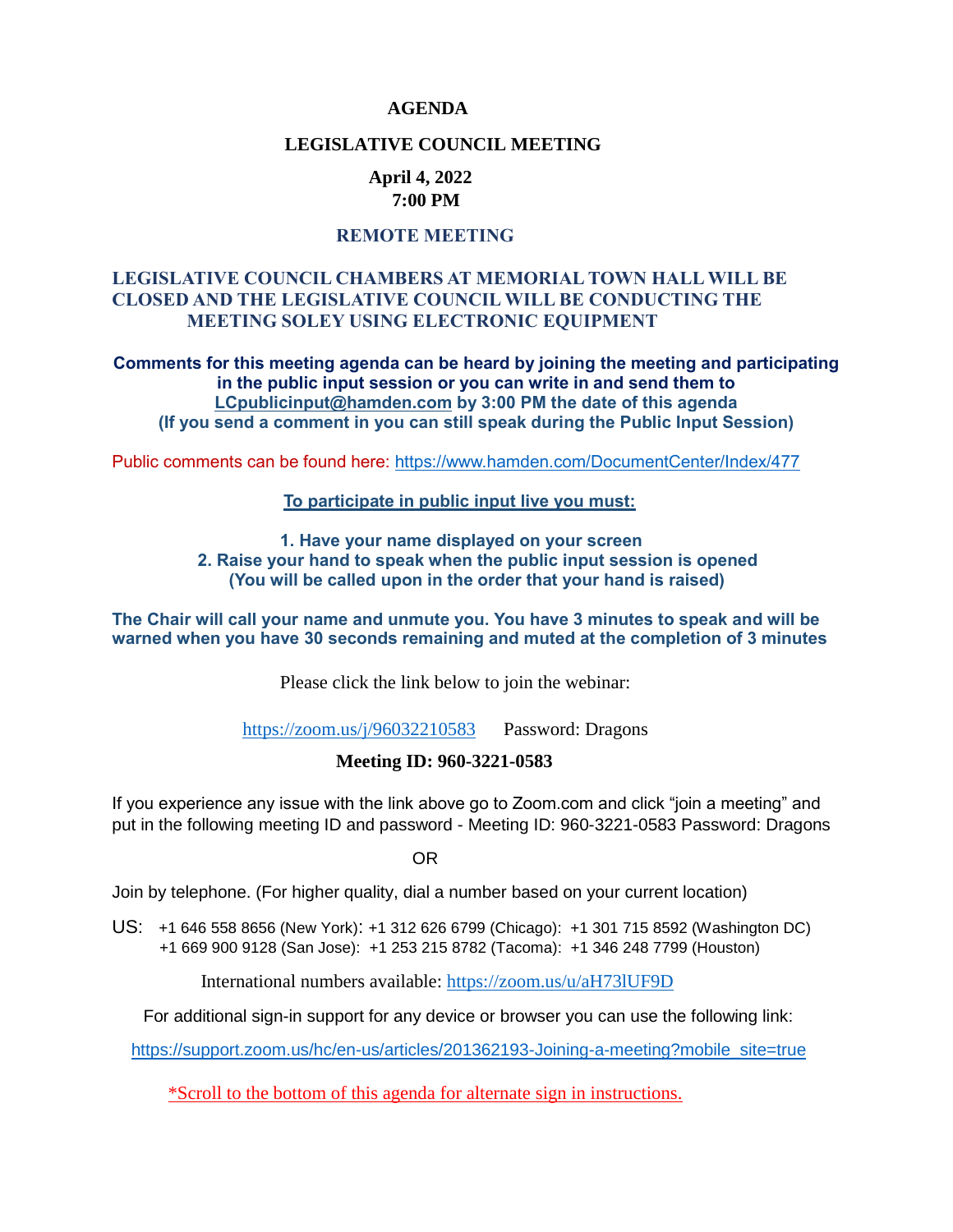# AGENDA

## LEGISLATIVE COUNCIL MEETING

**April 4, 2022**
**7:00 PM**

## REMOTE MEETING

**LEGISLATIVE COUNCIL CHAMBERS AT MEMORIAL TOWN HALL WILL BE CLOSED AND THE LEGISLATIVE COUNCIL WILL BE CONDUCTING THE MEETING SOLEY USING ELECTRONIC EQUIPMENT**

**Comments for this meeting agenda can be heard by joining the meeting and participating in the public input session or you can write in and send them to LCpublicinput@hamden.com by 3:00 PM the date of this agenda (If you send a comment in you can still speak during the Public Input Session)**

Public comments can be found here: https://www.hamden.com/DocumentCenter/Index/477

**To participate in public input live you must:**

**1. Have your name displayed on your screen**
**2. Raise your hand to speak when the public input session is opened (You will be called upon in the order that your hand is raised)**

**The Chair will call your name and unmute you. You have 3 minutes to speak and will be warned when you have 30 seconds remaining and muted at the completion of 3 minutes**

Please click the link below to join the webinar:

https://zoom.us/j/96032210583 Password: Dragons

**Meeting ID: 960-3221-0583**

If you experience any issue with the link above go to Zoom.com and click "join a meeting" and put in the following meeting ID and password - Meeting ID: 960-3221-0583 Password: Dragons

OR

Join by telephone. (For higher quality, dial a number based on your current location)

US: +1 646 558 8656 (New York): +1 312 626 6799 (Chicago): +1 301 715 8592 (Washington DC) +1 669 900 9128 (San Jose): +1 253 215 8782 (Tacoma): +1 346 248 7799 (Houston)

International numbers available: https://zoom.us/u/aH73lUF9D

For additional sign-in support for any device or browser you can use the following link:

https://support.zoom.us/hc/en-us/articles/201362193-Joining-a-meeting?mobile_site=true

*Scroll to the bottom of this agenda for alternate sign in instructions.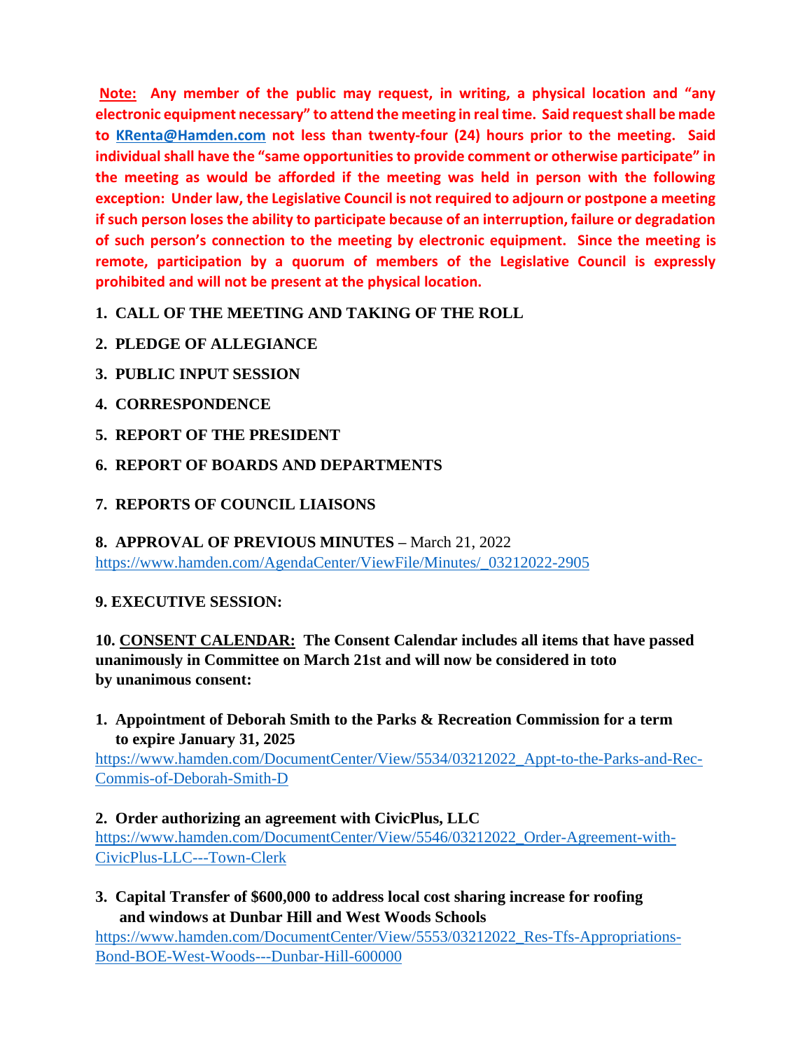**Note: Any member of the public may request, in writing, a physical location and "any electronic equipment necessary" to attend the meeting in real time. Said request shall be made to [KRenta@Hamden.com](mailto:KRenta@Hamden.com) not less than twenty-four (24) hours prior to the meeting. Said individual shall have the "same opportunities to provide comment or otherwise participate" in the meeting as would be afforded if the meeting was held in person with the following exception: Under law, the Legislative Council is not required to adjourn or postpone a meeting if such person loses the ability to participate because of an interruption, failure or degradation of such person's connection to the meeting by electronic equipment. Since the meeting is remote, participation by a quorum of members of the Legislative Council is expressly prohibited and will not be present at the physical location.**

1. **CALL OF THE MEETING AND TAKING OF THE ROLL**
2. **PLEDGE OF ALLEGIANCE**
3. **PUBLIC INPUT SESSION**
4. **CORRESPONDENCE**
5. **REPORT OF THE PRESIDENT**
6. **REPORT OF BOARDS AND DEPARTMENTS**
7. **REPORTS OF COUNCIL LIAISONS**
8. **APPROVAL OF PREVIOUS MINUTES** – March 21, 2022
https://www.hamden.com/AgendaCenter/ViewFile/Minutes/_03212022-2905

**9. EXECUTIVE SESSION:**

**10. CONSENT CALENDAR: The Consent Calendar includes all items that have passed unanimously in Committee on March 21st and will now be considered in toto by unanimous consent:**

1. **Appointment of Deborah Smith to the Parks & Recreation Commission for a term to expire January 31, 2025**
https://www.hamden.com/DocumentCenter/View/5534/03212022_Appt-to-the-Parks-and-Rec-Commis-of-Deborah-Smith-D

2. **Order authorizing an agreement with CivicPlus, LLC**
https://www.hamden.com/DocumentCenter/View/5546/03212022_Order-Agreement-with-CivicPlus-LLC---Town-Clerk

3. **Capital Transfer of $600,000 to address local cost sharing increase for roofing and windows at Dunbar Hill and West Woods Schools**
https://www.hamden.com/DocumentCenter/View/5553/03212022_Res-Tfs-Appropriations-Bond-BOE-West-Woods---Dunbar-Hill-600000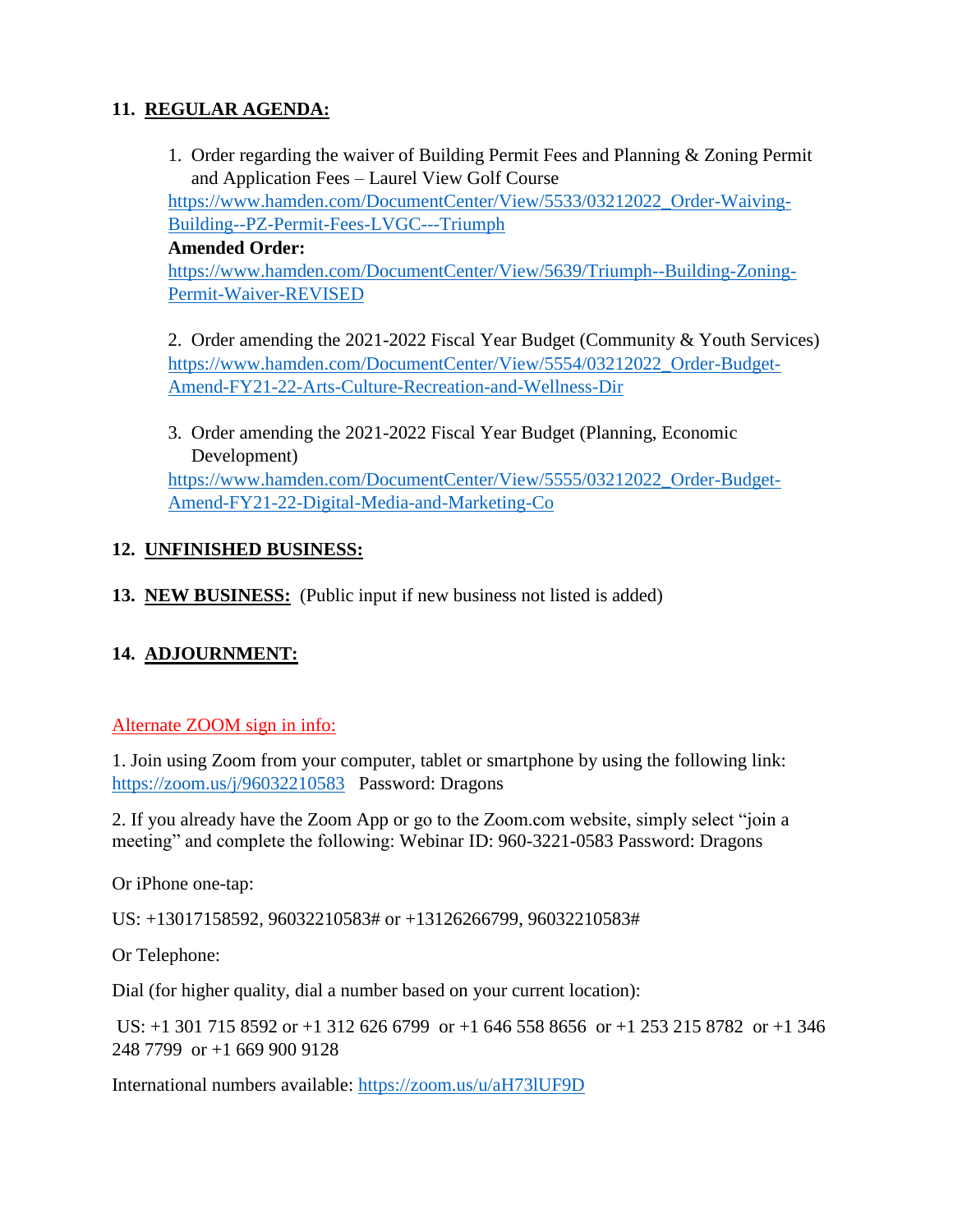**11. REGULAR AGENDA:**

1. Order regarding the waiver of Building Permit Fees and Planning & Zoning Permit and Application Fees – Laurel View Golf Course
   https://www.hamden.com/DocumentCenter/View/5533/03212022_Order-Waiving-Building--PZ-Permit-Fees-LVGC---Triumph
   **Amended Order:**
   https://www.hamden.com/DocumentCenter/View/5639/Triumph--Building-Zoning-Permit-Waiver-REVISED

2. Order amending the 2021-2022 Fiscal Year Budget (Community & Youth Services)
   https://www.hamden.com/DocumentCenter/View/5554/03212022_Order-Budget-Amend-FY21-22-Arts-Culture-Recreation-and-Wellness-Dir

3. Order amending the 2021-2022 Fiscal Year Budget (Planning, Economic Development)
   https://www.hamden.com/DocumentCenter/View/5555/03212022_Order-Budget-Amend-FY21-22-Digital-Media-and-Marketing-Co

**12. UNFINISHED BUSINESS:**

**13. NEW BUSINESS:** (Public input if new business not listed is added)

**14. ADJOURNMENT:**

Alternate ZOOM sign in info:

1. Join using Zoom from your computer, tablet or smartphone by using the following link: https://zoom.us/j/96032210583 Password: Dragons

2. If you already have the Zoom App or go to the Zoom.com website, simply select "join a meeting" and complete the following: Webinar ID: 960-3221-0583 Password: Dragons

Or iPhone one-tap:

US: +13017158592, 96032210583# or +13126266799, 96032210583#

Or Telephone:

Dial (for higher quality, dial a number based on your current location):

US: +1 301 715 8592 or +1 312 626 6799 or +1 646 558 8656 or +1 253 215 8782 or +1 346 248 7799 or +1 669 900 9128

International numbers available: https://zoom.us/u/aH73lUF9D